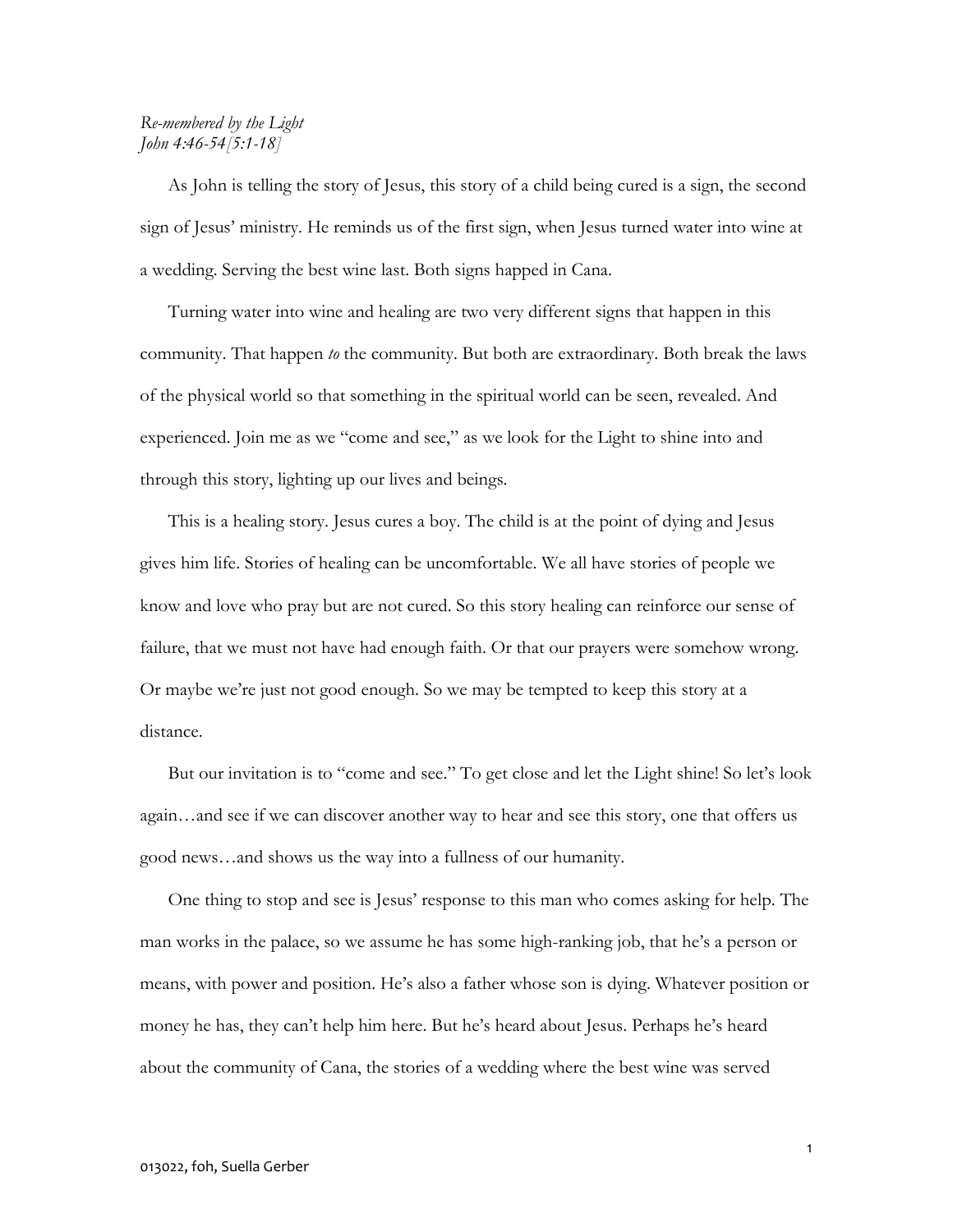*Re-membered by the Light*
*John 4:46-54[5:1-18]*

As John is telling the story of Jesus, this story of a child being cured is a sign, the second sign of Jesus' ministry. He reminds us of the first sign, when Jesus turned water into wine at a wedding. Serving the best wine last. Both signs happed in Cana.

Turning water into wine and healing are two very different signs that happen in this community. That happen *to* the community. But both are extraordinary. Both break the laws of the physical world so that something in the spiritual world can be seen, revealed. And experienced. Join me as we "come and see," as we look for the Light to shine into and through this story, lighting up our lives and beings.

This is a healing story. Jesus cures a boy. The child is at the point of dying and Jesus gives him life. Stories of healing can be uncomfortable. We all have stories of people we know and love who pray but are not cured. So this story healing can reinforce our sense of failure, that we must not have had enough faith. Or that our prayers were somehow wrong. Or maybe we're just not good enough. So we may be tempted to keep this story at a distance.

But our invitation is to "come and see." To get close and let the Light shine! So let's look again…and see if we can discover another way to hear and see this story, one that offers us good news…and shows us the way into a fullness of our humanity.

One thing to stop and see is Jesus' response to this man who comes asking for help. The man works in the palace, so we assume he has some high-ranking job, that he's a person or means, with power and position. He's also a father whose son is dying. Whatever position or money he has, they can't help him here. But he's heard about Jesus. Perhaps he's heard about the community of Cana, the stories of a wedding where the best wine was served

013022, foh, Suella Gerber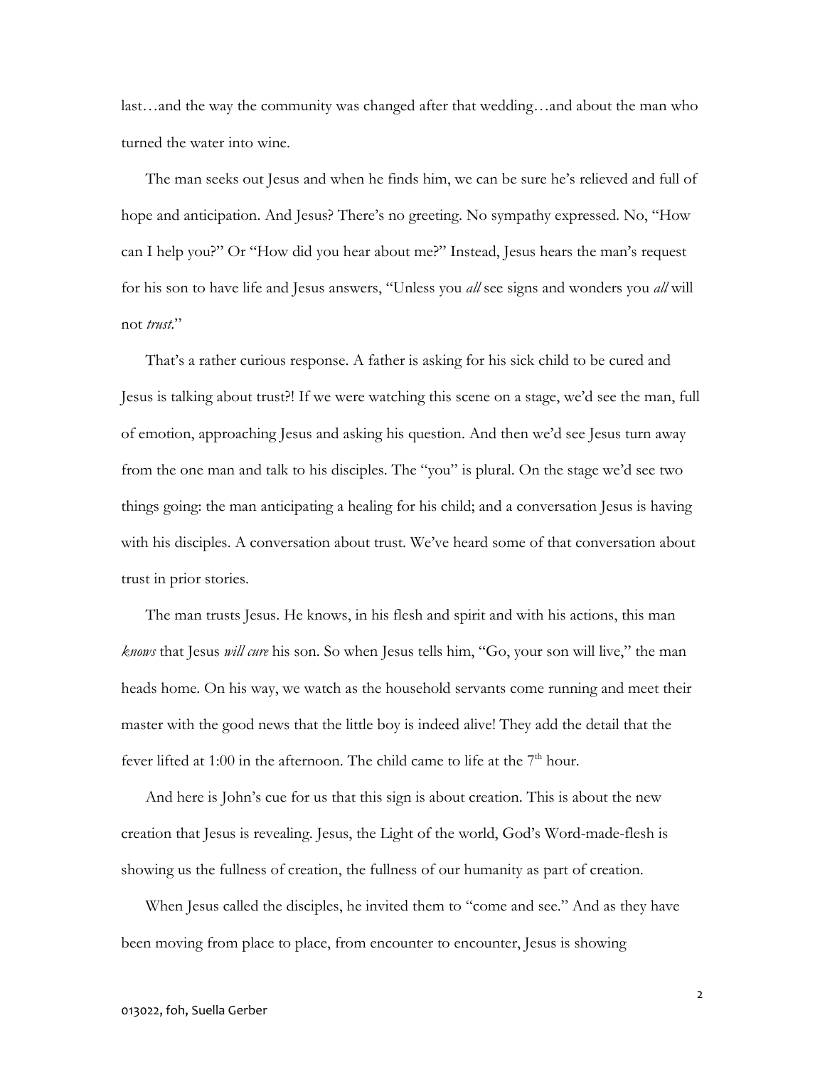last…and the way the community was changed after that wedding…and about the man who turned the water into wine.

The man seeks out Jesus and when he finds him, we can be sure he's relieved and full of hope and anticipation. And Jesus? There's no greeting. No sympathy expressed. No, "How can I help you?" Or "How did you hear about me?" Instead, Jesus hears the man's request for his son to have life and Jesus answers, "Unless you *all* see signs and wonders you *all* will not *trust*."

That's a rather curious response. A father is asking for his sick child to be cured and Jesus is talking about trust?! If we were watching this scene on a stage, we'd see the man, full of emotion, approaching Jesus and asking his question. And then we'd see Jesus turn away from the one man and talk to his disciples. The "you" is plural. On the stage we'd see two things going: the man anticipating a healing for his child; and a conversation Jesus is having with his disciples. A conversation about trust. We've heard some of that conversation about trust in prior stories.

The man trusts Jesus. He knows, in his flesh and spirit and with his actions, this man *knows* that Jesus *will cure* his son. So when Jesus tells him, "Go, your son will live," the man heads home. On his way, we watch as the household servants come running and meet their master with the good news that the little boy is indeed alive! They add the detail that the fever lifted at 1:00 in the afternoon. The child came to life at the 7th hour.

And here is John's cue for us that this sign is about creation. This is about the new creation that Jesus is revealing. Jesus, the Light of the world, God's Word-made-flesh is showing us the fullness of creation, the fullness of our humanity as part of creation.

When Jesus called the disciples, he invited them to "come and see." And as they have been moving from place to place, from encounter to encounter, Jesus is showing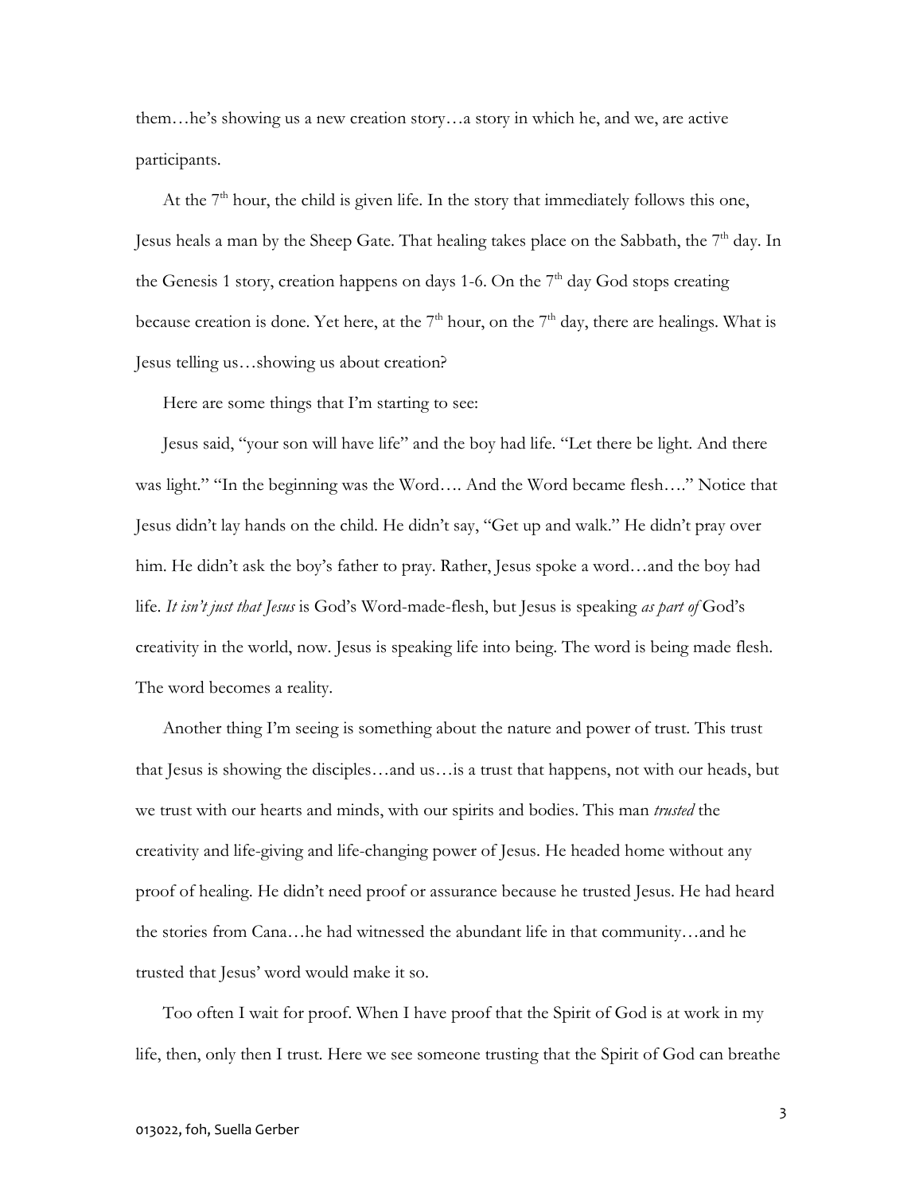them…he's showing us a new creation story…a story in which he, and we, are active participants.

At the 7th hour, the child is given life. In the story that immediately follows this one, Jesus heals a man by the Sheep Gate. That healing takes place on the Sabbath, the 7th day. In the Genesis 1 story, creation happens on days 1-6. On the 7th day God stops creating because creation is done. Yet here, at the 7th hour, on the 7th day, there are healings. What is Jesus telling us…showing us about creation?

Here are some things that I'm starting to see:

Jesus said, "your son will have life" and the boy had life. "Let there be light. And there was light." "In the beginning was the Word…. And the Word became flesh…." Notice that Jesus didn't lay hands on the child. He didn't say, "Get up and walk." He didn't pray over him. He didn't ask the boy's father to pray. Rather, Jesus spoke a word…and the boy had life. *It isn't just that Jesus* is God's Word-made-flesh, but Jesus is speaking *as part of* God's creativity in the world, now. Jesus is speaking life into being. The word is being made flesh. The word becomes a reality.

Another thing I'm seeing is something about the nature and power of trust. This trust that Jesus is showing the disciples…and us…is a trust that happens, not with our heads, but we trust with our hearts and minds, with our spirits and bodies. This man *trusted* the creativity and life-giving and life-changing power of Jesus. He headed home without any proof of healing. He didn't need proof or assurance because he trusted Jesus. He had heard the stories from Cana…he had witnessed the abundant life in that community…and he trusted that Jesus' word would make it so.

Too often I wait for proof. When I have proof that the Spirit of God is at work in my life, then, only then I trust. Here we see someone trusting that the Spirit of God can breathe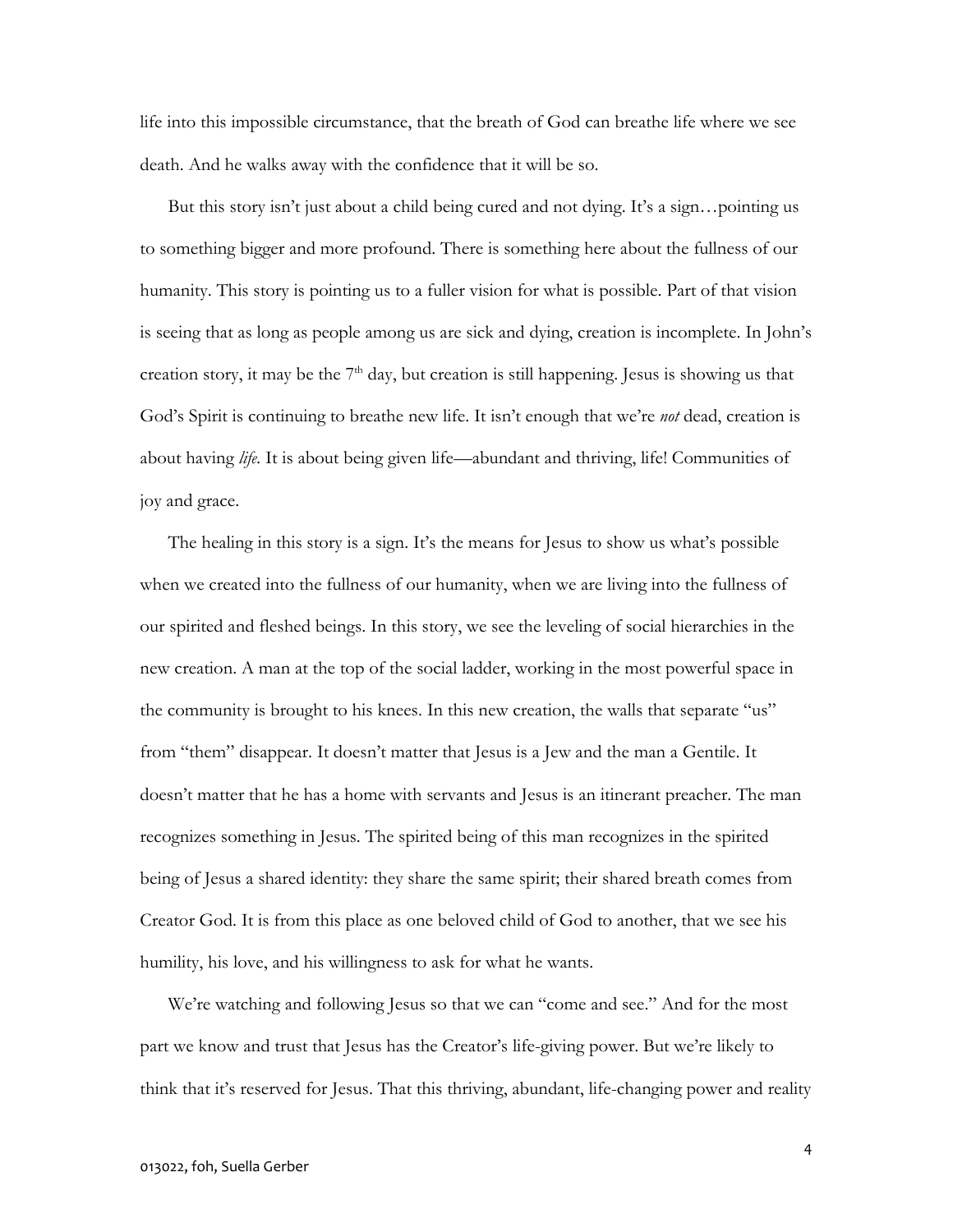life into this impossible circumstance, that the breath of God can breathe life where we see death. And he walks away with the confidence that it will be so.

But this story isn't just about a child being cured and not dying. It's a sign…pointing us to something bigger and more profound. There is something here about the fullness of our humanity. This story is pointing us to a fuller vision for what is possible. Part of that vision is seeing that as long as people among us are sick and dying, creation is incomplete. In John's creation story, it may be the 7th day, but creation is still happening. Jesus is showing us that God's Spirit is continuing to breathe new life. It isn't enough that we're *not* dead, creation is about having *life*. It is about being given life—abundant and thriving, life! Communities of joy and grace.

The healing in this story is a sign. It's the means for Jesus to show us what's possible when we created into the fullness of our humanity, when we are living into the fullness of our spirited and fleshed beings. In this story, we see the leveling of social hierarchies in the new creation. A man at the top of the social ladder, working in the most powerful space in the community is brought to his knees. In this new creation, the walls that separate "us" from "them" disappear. It doesn't matter that Jesus is a Jew and the man a Gentile. It doesn't matter that he has a home with servants and Jesus is an itinerant preacher. The man recognizes something in Jesus. The spirited being of this man recognizes in the spirited being of Jesus a shared identity: they share the same spirit; their shared breath comes from Creator God. It is from this place as one beloved child of God to another, that we see his humility, his love, and his willingness to ask for what he wants.

We're watching and following Jesus so that we can "come and see." And for the most part we know and trust that Jesus has the Creator's life-giving power. But we're likely to think that it's reserved for Jesus. That this thriving, abundant, life-changing power and reality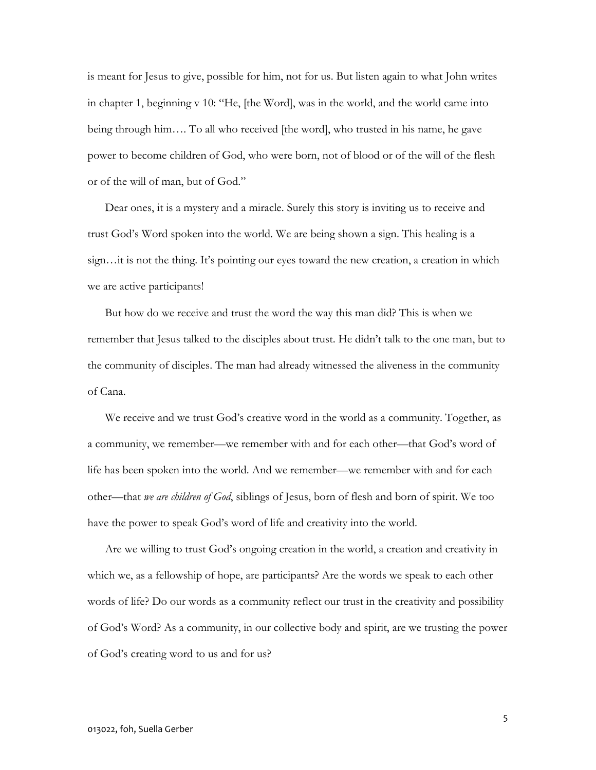is meant for Jesus to give, possible for him, not for us. But listen again to what John writes in chapter 1, beginning v 10: "He, [the Word], was in the world, and the world came into being through him…. To all who received [the word], who trusted in his name, he gave power to become children of God, who were born, not of blood or of the will of the flesh or of the will of man, but of God."

Dear ones, it is a mystery and a miracle. Surely this story is inviting us to receive and trust God's Word spoken into the world. We are being shown a sign. This healing is a sign…it is not the thing. It's pointing our eyes toward the new creation, a creation in which we are active participants!

But how do we receive and trust the word the way this man did? This is when we remember that Jesus talked to the disciples about trust. He didn't talk to the one man, but to the community of disciples. The man had already witnessed the aliveness in the community of Cana.

We receive and we trust God's creative word in the world as a community. Together, as a community, we remember—we remember with and for each other—that God's word of life has been spoken into the world. And we remember—we remember with and for each other—that *we are children of God*, siblings of Jesus, born of flesh and born of spirit. We too have the power to speak God's word of life and creativity into the world.

Are we willing to trust God's ongoing creation in the world, a creation and creativity in which we, as a fellowship of hope, are participants? Are the words we speak to each other words of life? Do our words as a community reflect our trust in the creativity and possibility of God's Word? As a community, in our collective body and spirit, are we trusting the power of God's creating word to us and for us?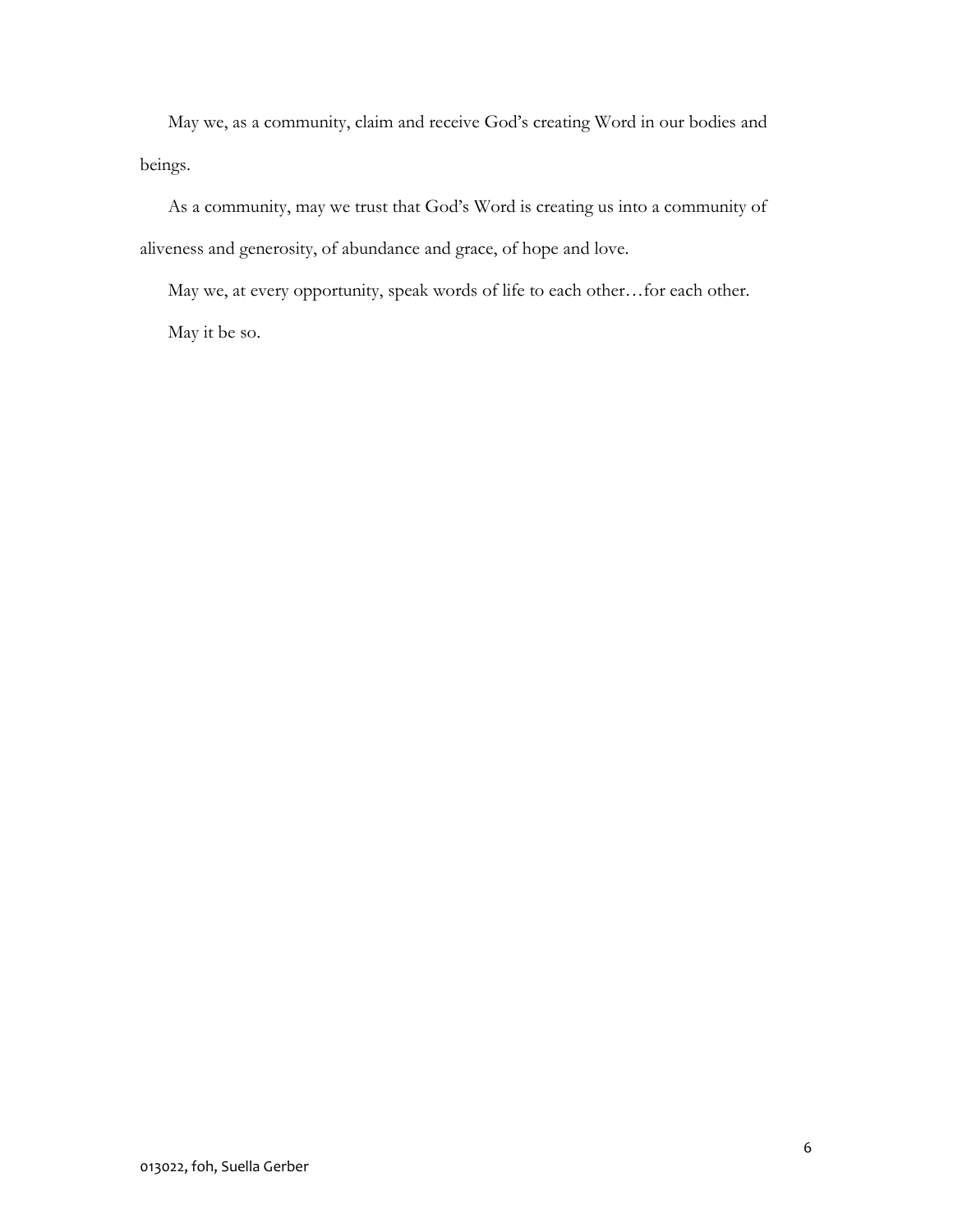May we, as a community, claim and receive God's creating Word in our bodies and beings.

As a community, may we trust that God's Word is creating us into a community of aliveness and generosity, of abundance and grace, of hope and love.

May we, at every opportunity, speak words of life to each other…for each other.

May it be so.